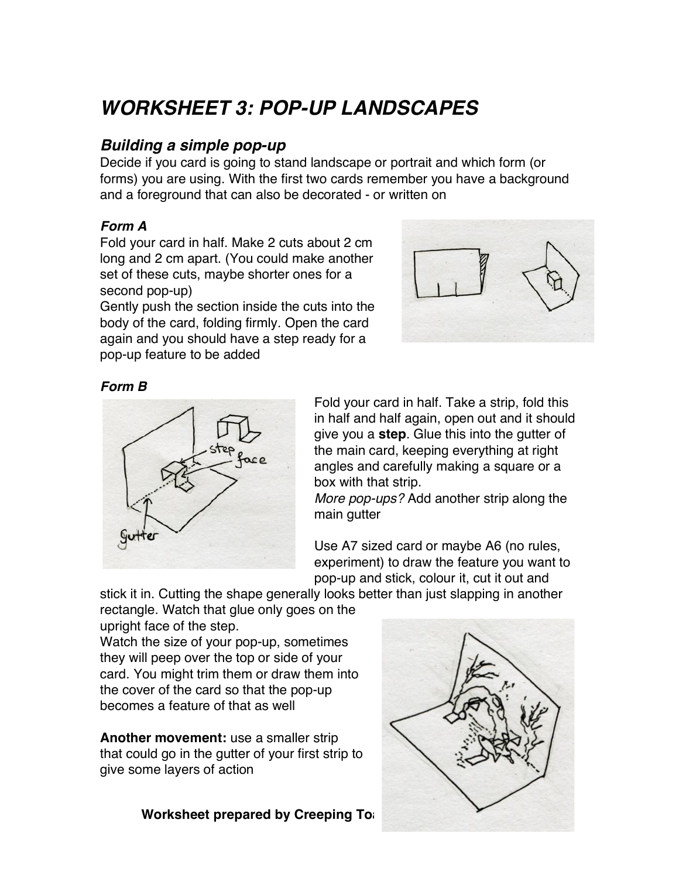# WORKSHEET 3: POP-UP LANDSCAPES

## Building a simple pop-up

Decide if you card is going to stand landscape or portrait and which form (or forms) you are using. With the first two cards remember you have a background and a foreground that can also be decorated - or written on

### Form A

Fold your card in half. Make 2 cuts about 2 cm long and 2 cm apart. (You could make another set of these cuts, maybe shorter ones for a second pop-up)

Gently push the section inside the cuts into the body of the card, folding firmly. Open the card again and you should have a step ready for a pop-up feature to be added

### Form B

Fold your card in half. Take a strip, fold this in half and half again, open out and it should give you a **step**. Glue this into the gutter of the main card, keeping everything at right angles and carefully making a square or a box with that strip.

*More pop-ups?* Add another strip along the main gutter

Use A7 sized card or maybe A6 (no rules, experiment) to draw the feature you want to pop-up and stick, colour it, cut it out and stick it in. Cutting the shape generally looks better than just slapping in another rectangle. Watch that glue only goes on the upright face of the step.

Watch the size of your pop-up, sometimes they will peep over the top or side of your card. You might trim them or draw them into the cover of the card so that the pop-up becomes a feature of that as well

**Another movement:** use a smaller strip that could go in the gutter of your first strip to give some layers of action

**Worksheet prepared by Creeping To**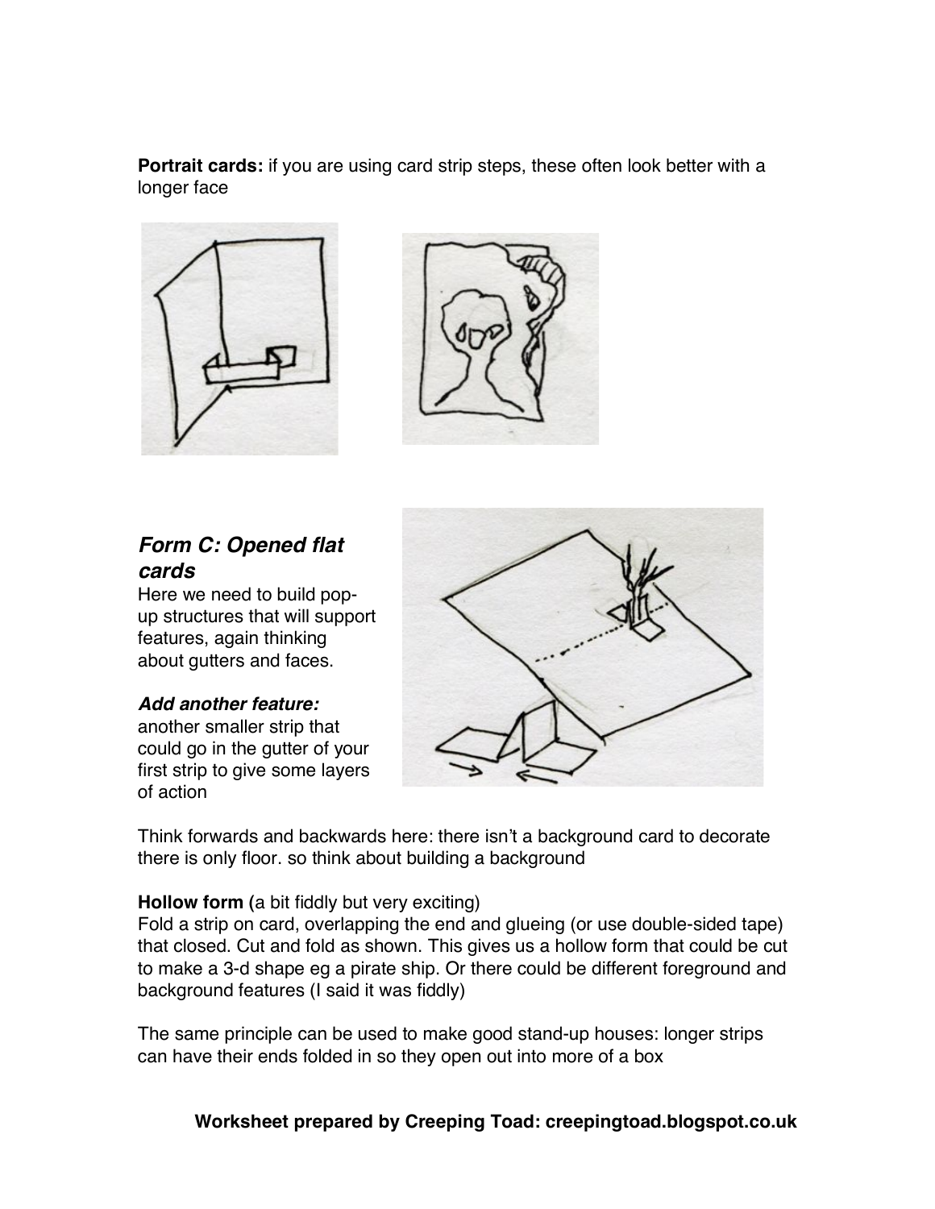**Portrait cards:** if you are using card strip steps, these often look better with a longer face

## *Form C: Opened flat cards*

Here we need to build pop-up structures that will support features, again thinking about gutters and faces.

***Add another feature:*** another smaller strip that could go in the gutter of your first strip to give some layers of action

Think forwards and backwards here: there isn't a background card to decorate there is only floor. so think about building a background

**Hollow form (**a bit fiddly but very exciting)
Fold a strip on card, overlapping the end and glueing (or use double-sided tape) that closed. Cut and fold as shown. This gives us a hollow form that could be cut to make a 3-d shape eg a pirate ship. Or there could be different foreground and background features (I said it was fiddly)

The same principle can be used to make good stand-up houses: longer strips can have their ends folded in so they open out into more of a box

**Worksheet prepared by Creeping Toad: creepingtoad.blogspot.co.uk**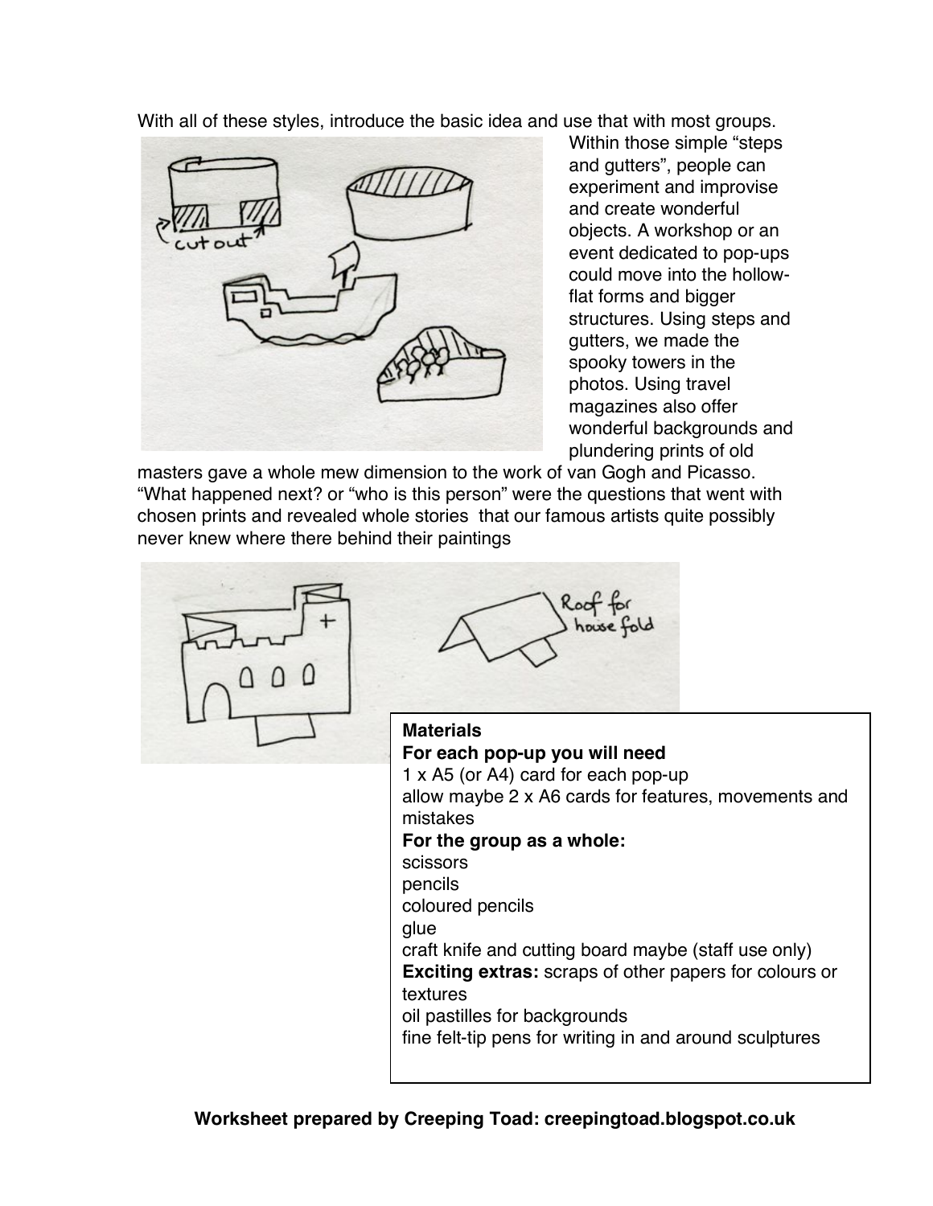With all of these styles, introduce the basic idea and use that with most groups. Within those simple "steps and gutters", people can experiment and improvise and create wonderful objects. A workshop or an event dedicated to pop-ups could move into the hollow-flat forms and bigger structures. Using steps and gutters, we made the spooky towers in the photos. Using travel magazines also offer wonderful backgrounds and plundering prints of old masters gave a whole mew dimension to the work of van Gogh and Picasso. "What happened next? or "who is this person" were the questions that went with chosen prints and revealed whole stories that our famous artists quite possibly never knew where there behind their paintings

**Materials**

**For each pop-up you will need**

1 x A5 (or A4) card for each pop-up

allow maybe 2 x A6 cards for features, movements and mistakes

**For the group as a whole:**

scissors

pencils

coloured pencils

glue

craft knife and cutting board maybe (staff use only)

**Exciting extras:** scraps of other papers for colours or textures

oil pastilles for backgrounds

fine felt-tip pens for writing in and around sculptures

**Worksheet prepared by Creeping Toad: creepingtoad.blogspot.co.uk**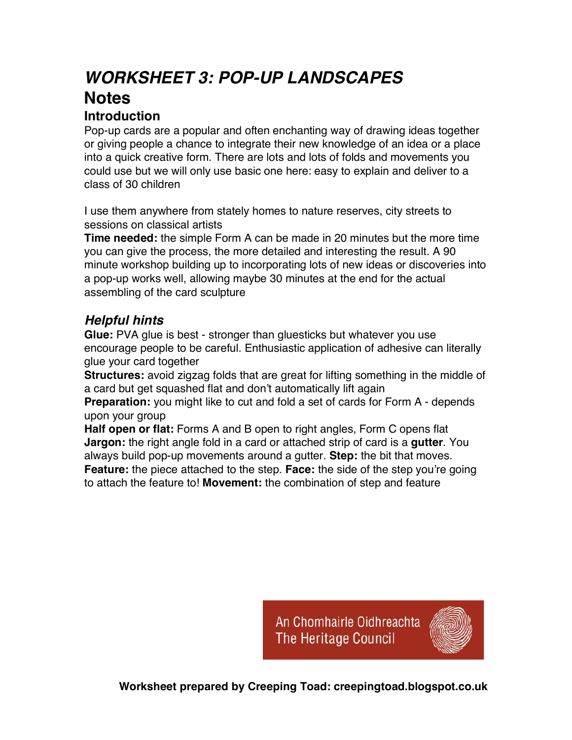# *WORKSHEET 3: POP-UP LANDSCAPES*

## Notes

### Introduction

Pop-up cards are a popular and often enchanting way of drawing ideas together or giving people a chance to integrate their new knowledge of an idea or a place into a quick creative form. There are lots and lots of folds and movements you could use but we will only use basic one here: easy to explain and deliver to a class of 30 children

I use them anywhere from stately homes to nature reserves, city streets to sessions on classical artists

**Time needed:** the simple Form A can be made in 20 minutes but the more time you can give the process, the more detailed and interesting the result. A 90 minute workshop building up to incorporating lots of new ideas or discoveries into a pop-up works well, allowing maybe 30 minutes at the end for the actual assembling of the card sculpture

### *Helpful hints*

**Glue:** PVA glue is best - stronger than gluesticks but whatever you use encourage people to be careful. Enthusiastic application of adhesive can literally glue your card together

**Structures:** avoid zigzag folds that are great for lifting something in the middle of a card but get squashed flat and don't automatically lift again

**Preparation:** you might like to cut and fold a set of cards for Form A - depends upon your group

**Half open or flat:** Forms A and B open to right angles, Form C opens flat

**Jargon:** the right angle fold in a card or attached strip of card is a **gutter**. You always build pop-up movements around a gutter. **Step:** the bit that moves. **Feature:** the piece attached to the step. **Face:** the side of the step you're going to attach the feature to! **Movement:** the combination of step and feature

An Chomhairle Oidhreachta
The Heritage Council

**Worksheet prepared by Creeping Toad: creepingtoad.blogspot.co.uk**